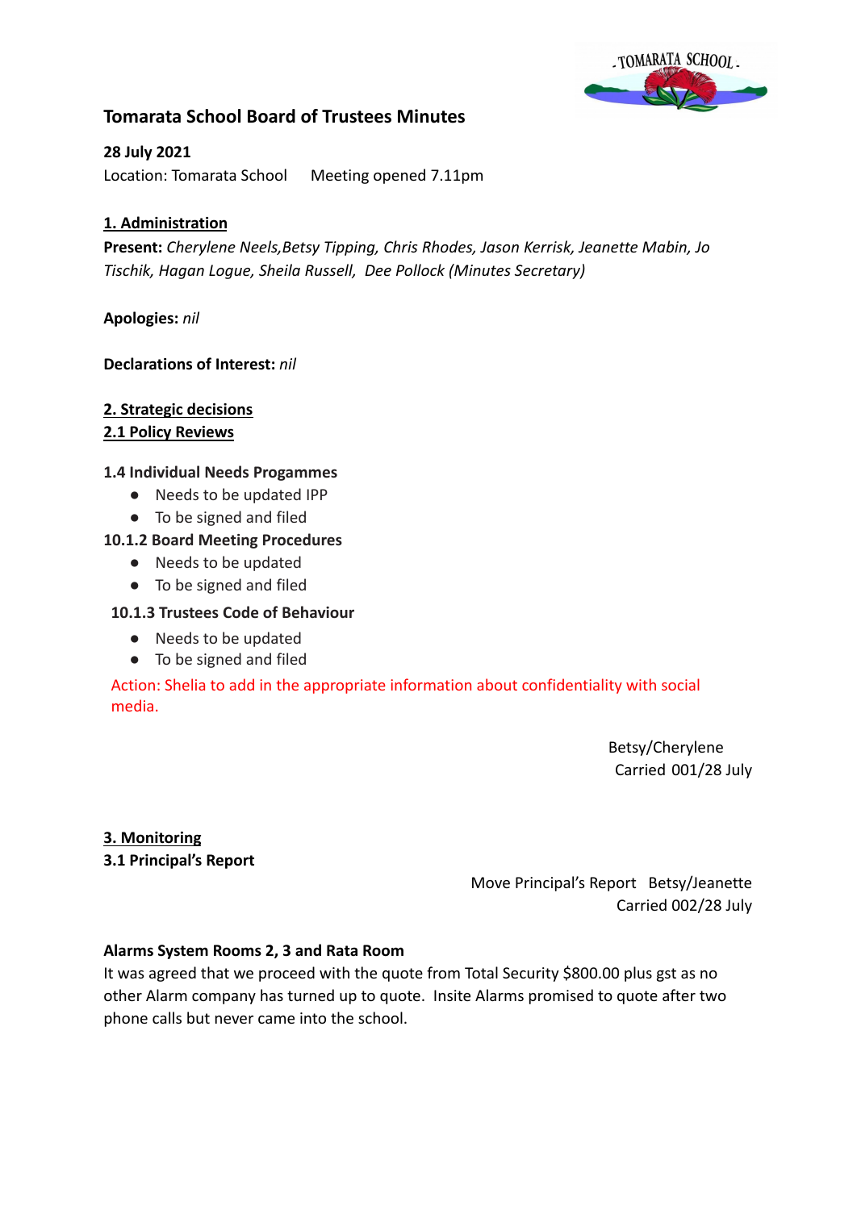# Tomarata School Board of Trustees Minutes

**28 July 2021**

Location: Tomarata School      Meeting opened 7.11pm

## 1. Administration

**Present:** *Cherylene Neels,Betsy Tipping, Chris Rhodes, Jason Kerrisk, Jeanette Mabin, Jo Tischik, Hagan Logue, Sheila Russell,  Dee Pollock (Minutes Secretary)*

**Apologies:** *nil*

**Declarations of Interest:** *nil*

## 2. Strategic decisions

### 2.1 Policy Reviews

**1.4 Individual Needs Progammes**

- Needs to be updated IPP
- To be signed and filed

**10.1.2 Board Meeting Procedures**

- Needs to be updated
- To be signed and filed

**10.1.3 Trustees Code of Behaviour**

- Needs to be updated
- To be signed and filed

Action: Shelia to add in the appropriate information about confidentiality with social media.

Betsy/Cherylene
Carried 001/28 July

## 3. Monitoring

### 3.1 Principal's Report

Move Principal's Report   Betsy/Jeanette
Carried 002/28 July

**Alarms System Rooms 2, 3 and Rata Room**

It was agreed that we proceed with the quote from Total Security $800.00 plus gst as no other Alarm company has turned up to quote.  Insite Alarms promised to quote after two phone calls but never came into the school.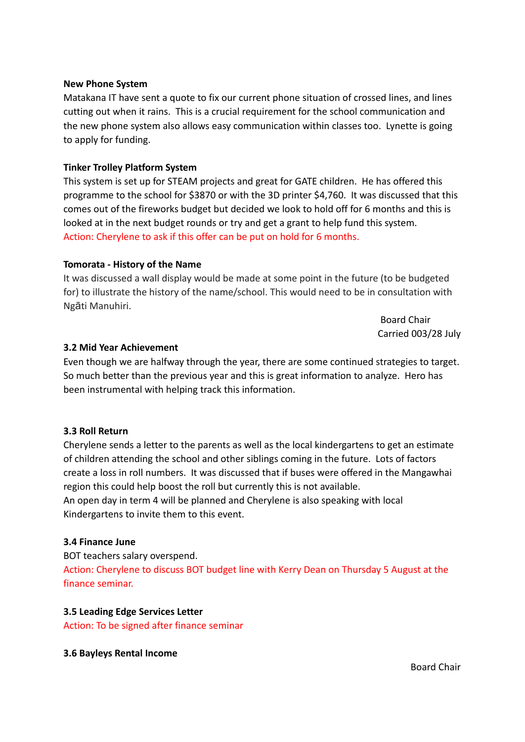**New Phone System**

Matakana IT have sent a quote to fix our current phone situation of crossed lines, and lines cutting out when it rains. This is a crucial requirement for the school communication and the new phone system also allows easy communication within classes too. Lynette is going to apply for funding.

**Tinker Trolley Platform System**

This system is set up for STEAM projects and great for GATE children. He has offered this programme to the school for $3870 or with the 3D printer $4,760. It was discussed that this comes out of the fireworks budget but decided we look to hold off for 6 months and this is looked at in the next budget rounds or try and get a grant to help fund this system.

Action: Cherylene to ask if this offer can be put on hold for 6 months.

**Tomorata - History of the Name**

It was discussed a wall display would be made at some point in the future (to be budgeted for) to illustrate the history of the name/school. This would need to be in consultation with Ngāti Manuhiri.

Board Chair
Carried 003/28 July

**3.2 Mid Year Achievement**

Even though we are halfway through the year, there are some continued strategies to target. So much better than the previous year and this is great information to analyze. Hero has been instrumental with helping track this information.

**3.3 Roll Return**

Cherylene sends a letter to the parents as well as the local kindergartens to get an estimate of children attending the school and other siblings coming in the future. Lots of factors create a loss in roll numbers. It was discussed that if buses were offered in the Mangawhai region this could help boost the roll but currently this is not available.
An open day in term 4 will be planned and Cherylene is also speaking with local Kindergartens to invite them to this event.

**3.4 Finance June**

BOT teachers salary overspend.

Action: Cherylene to discuss BOT budget line with Kerry Dean on Thursday 5 August at the finance seminar.

**3.5 Leading Edge Services Letter**

Action: To be signed after finance seminar

**3.6 Bayleys Rental Income**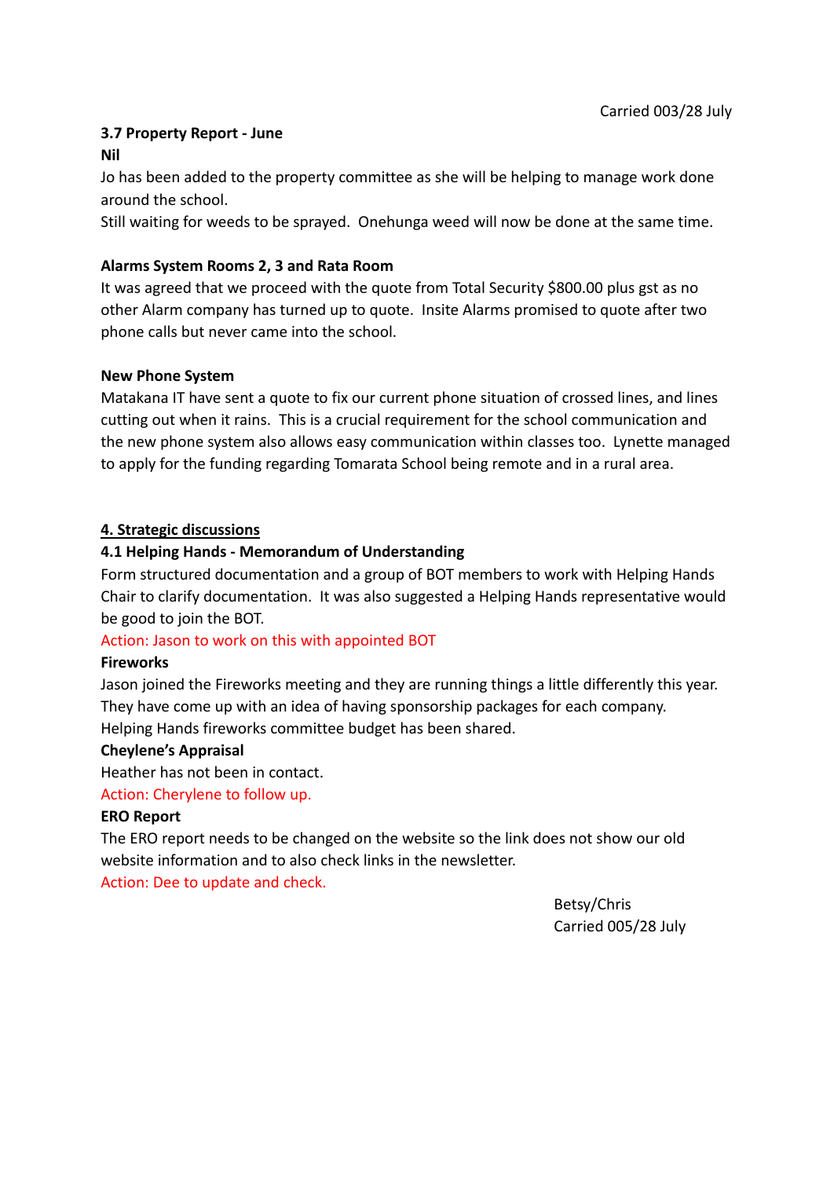Carried 003/28 July

**3.7 Property Report - June**

**Nil**

Jo has been added to the property committee as she will be helping to manage work done around the school.

Still waiting for weeds to be sprayed. Onehunga weed will now be done at the same time.

**Alarms System Rooms 2, 3 and Rata Room**

It was agreed that we proceed with the quote from Total Security $800.00 plus gst as no other Alarm company has turned up to quote. Insite Alarms promised to quote after two phone calls but never came into the school.

**New Phone System**

Matakana IT have sent a quote to fix our current phone situation of crossed lines, and lines cutting out when it rains. This is a crucial requirement for the school communication and the new phone system also allows easy communication within classes too. Lynette managed to apply for the funding regarding Tomarata School being remote and in a rural area.

## 4. Strategic discussions

**4.1 Helping Hands - Memorandum of Understanding**

Form structured documentation and a group of BOT members to work with Helping Hands Chair to clarify documentation. It was also suggested a Helping Hands representative would be good to join the BOT.

Action: Jason to work on this with appointed BOT

**Fireworks**

Jason joined the Fireworks meeting and they are running things a little differently this year. They have come up with an idea of having sponsorship packages for each company.

Helping Hands fireworks committee budget has been shared.

**Cheylene's Appraisal**

Heather has not been in contact.

Action: Cherylene to follow up.

**ERO Report**

The ERO report needs to be changed on the website so the link does not show our old website information and to also check links in the newsletter.

Action: Dee to update and check.

Betsy/Chris
Carried 005/28 July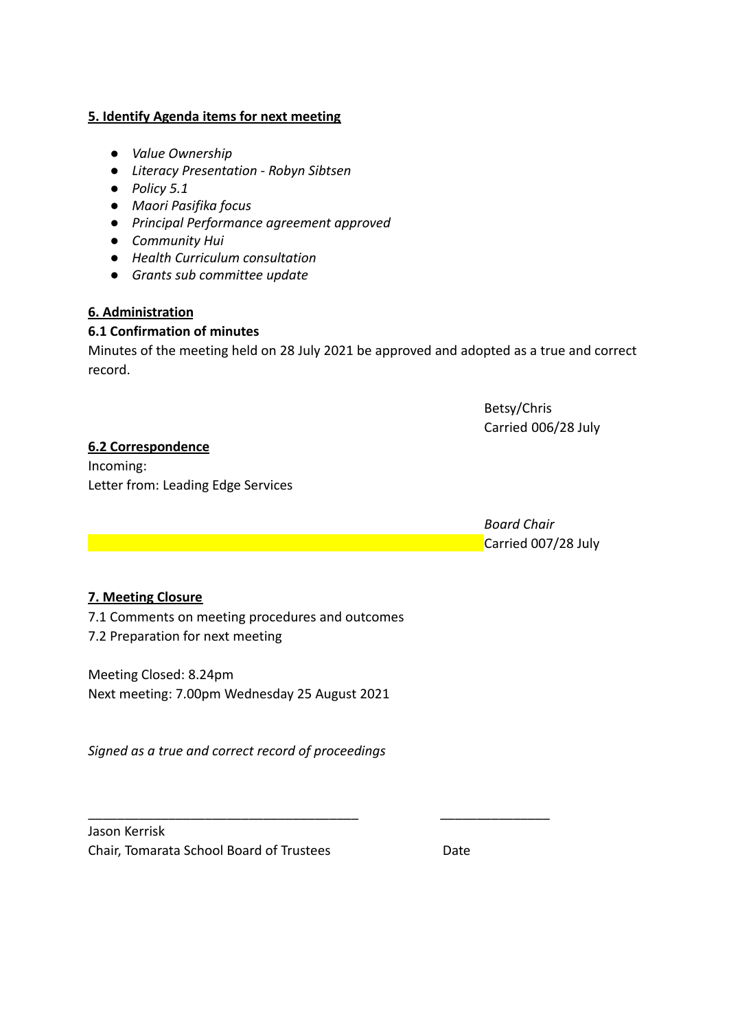**5. Identify Agenda items for next meeting**

- *Value Ownership*
- *Literacy Presentation - Robyn Sibtsen*
- *Policy 5.1*
- *Maori Pasifika focus*
- *Principal Performance agreement approved*
- *Community Hui*
- *Health Curriculum consultation*
- *Grants sub committee update*

**6. Administration**

**6.1 Confirmation of minutes**

Minutes of the meeting held on 28 July 2021 be approved and adopted as a true and correct record.

Betsy/Chris
Carried 006/28 July

**6.2 Correspondence**

Incoming:
Letter from: Leading Edge Services

*Board Chair*
Carried 007/28 July

**7. Meeting Closure**

7.1 Comments on meeting procedures and outcomes
7.2 Preparation for next meeting

Meeting Closed: 8.24pm
Next meeting: 7.00pm Wednesday 25 August 2021

*Signed as a true and correct record of proceedings*

_____________________________________ _______________

Jason Kerrisk
Chair, Tomarata School Board of Trustees Date